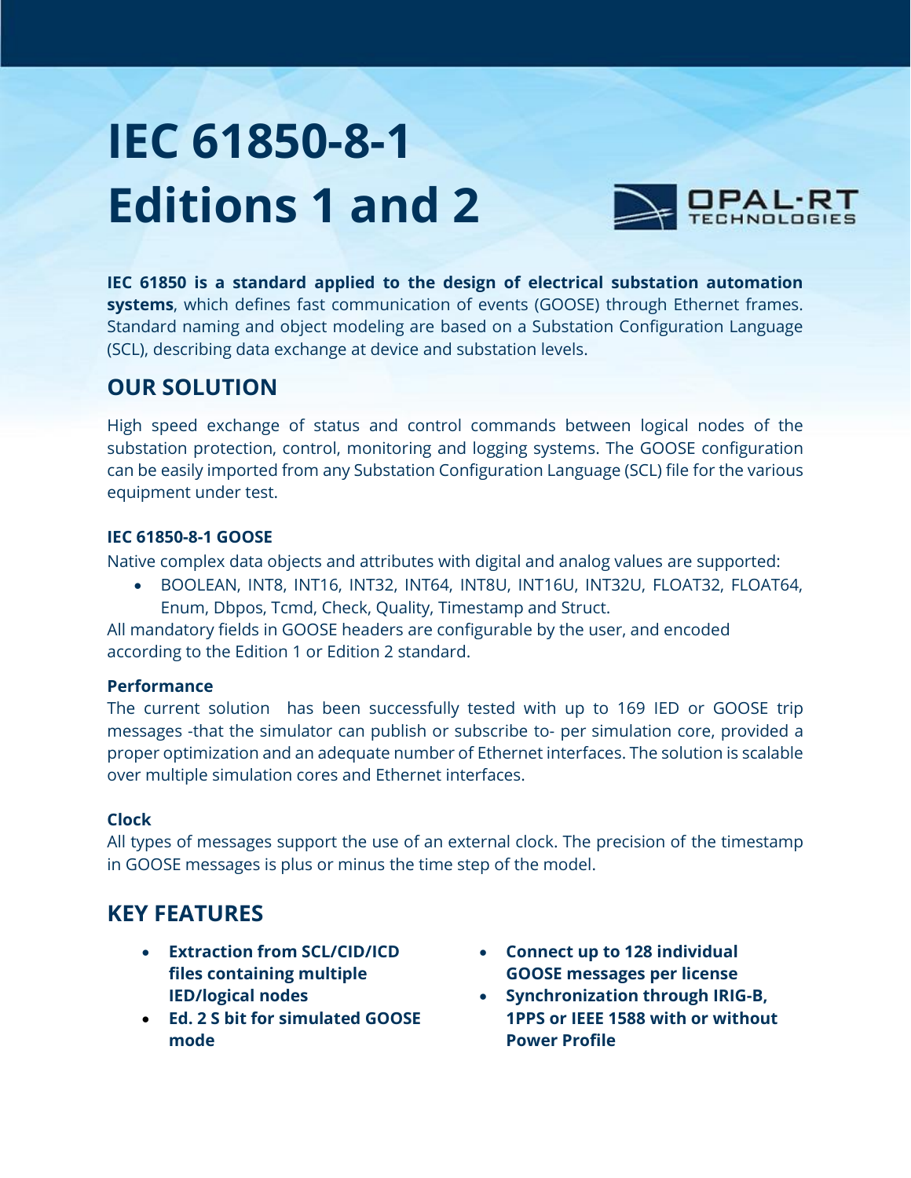# IEC 61850-8-1 Editions 1 and 2

OPAL-RT TECHNOLOGIES

**IEC 61850 is a standard applied to the design of electrical substation automation systems**, which defines fast communication of events (GOOSE) through Ethernet frames. Standard naming and object modeling are based on a Substation Configuration Language (SCL), describing data exchange at device and substation levels.

## OUR SOLUTION

High speed exchange of status and control commands between logical nodes of the substation protection, control, monitoring and logging systems. The GOOSE configuration can be easily imported from any Substation Configuration Language (SCL) file for the various equipment under test.

### IEC 61850-8-1 GOOSE

Native complex data objects and attributes with digital and analog values are supported:

- BOOLEAN, INT8, INT16, INT32, INT64, INT8U, INT16U, INT32U, FLOAT32, FLOAT64, Enum, Dbpos, Tcmd, Check, Quality, Timestamp and Struct.

All mandatory fields in GOOSE headers are configurable by the user, and encoded according to the Edition 1 or Edition 2 standard.

### Performance

The current solution has been successfully tested with up to 169 IED or GOOSE trip messages -that the simulator can publish or subscribe to- per simulation core, provided a proper optimization and an adequate number of Ethernet interfaces. The solution is scalable over multiple simulation cores and Ethernet interfaces.

### Clock

All types of messages support the use of an external clock. The precision of the timestamp in GOOSE messages is plus or minus the time step of the model.

## KEY FEATURES

- **Extraction from SCL/CID/ICD files containing multiple IED/logical nodes**
- **Ed. 2 S bit for simulated GOOSE mode**
- **Connect up to 128 individual GOOSE messages per license**
- **Synchronization through IRIG-B, 1PPS or IEEE 1588 with or without Power Profile**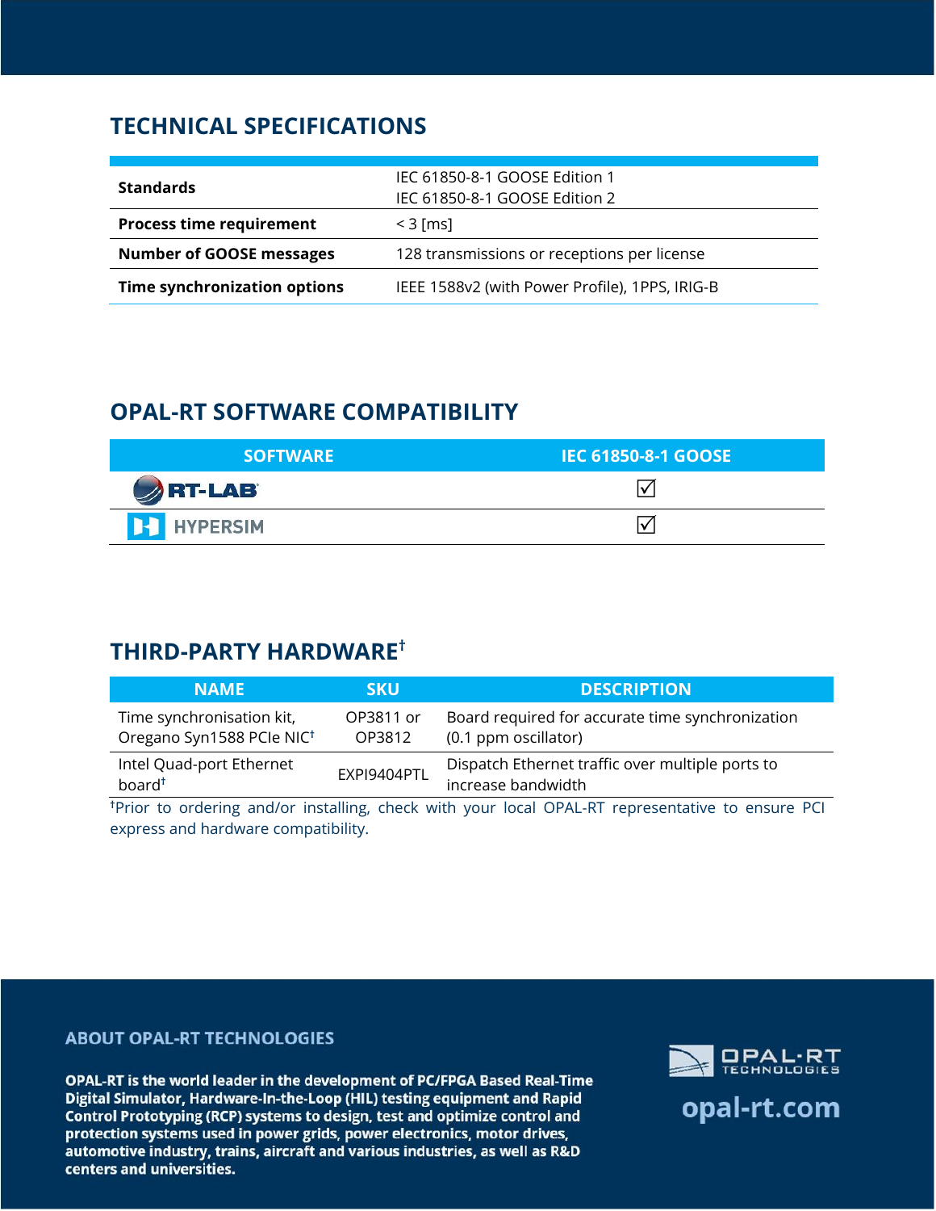## TECHNICAL SPECIFICATIONS

| | |
|---|---|
| **Standards** | IEC 61850-8-1 GOOSE Edition 1<br>IEC 61850-8-1 GOOSE Edition 2 |
| **Process time requirement** | < 3 [ms] |
| **Number of GOOSE messages** | 128 transmissions or receptions per license |
| **Time synchronization options** | IEEE 1588v2 (with Power Profile), 1PPS, IRIG-B |

## OPAL-RT SOFTWARE COMPATIBILITY

| SOFTWARE | IEC 61850-8-1 GOOSE |
|---|---|
| RT-LAB | ☑ |
| HYPERSIM | ☑ |

## THIRD-PARTY HARDWARE†

| NAME | SKU | DESCRIPTION |
|---|---|---|
| Time synchronisation kit, Oregano Syn1588 PCIe NIC† | OP3811 or OP3812 | Board required for accurate time synchronization (0.1 ppm oscillator) |
| Intel Quad-port Ethernet board† | EXPI9404PTL | Dispatch Ethernet traffic over multiple ports to increase bandwidth |

†Prior to ordering and/or installing, check with your local OPAL-RT representative to ensure PCI express and hardware compatibility.

### ABOUT OPAL-RT TECHNOLOGIES

**OPAL-RT is the world leader in the development of PC/FPGA Based Real-Time Digital Simulator, Hardware-In-the-Loop (HIL) testing equipment and Rapid Control Prototyping (RCP) systems to design, test and optimize control and protection systems used in power grids, power electronics, motor drives, automotive industry, trains, aircraft and various industries, as well as R&D centers and universities.**

OPAL-RT TECHNOLOGIES

opal-rt.com